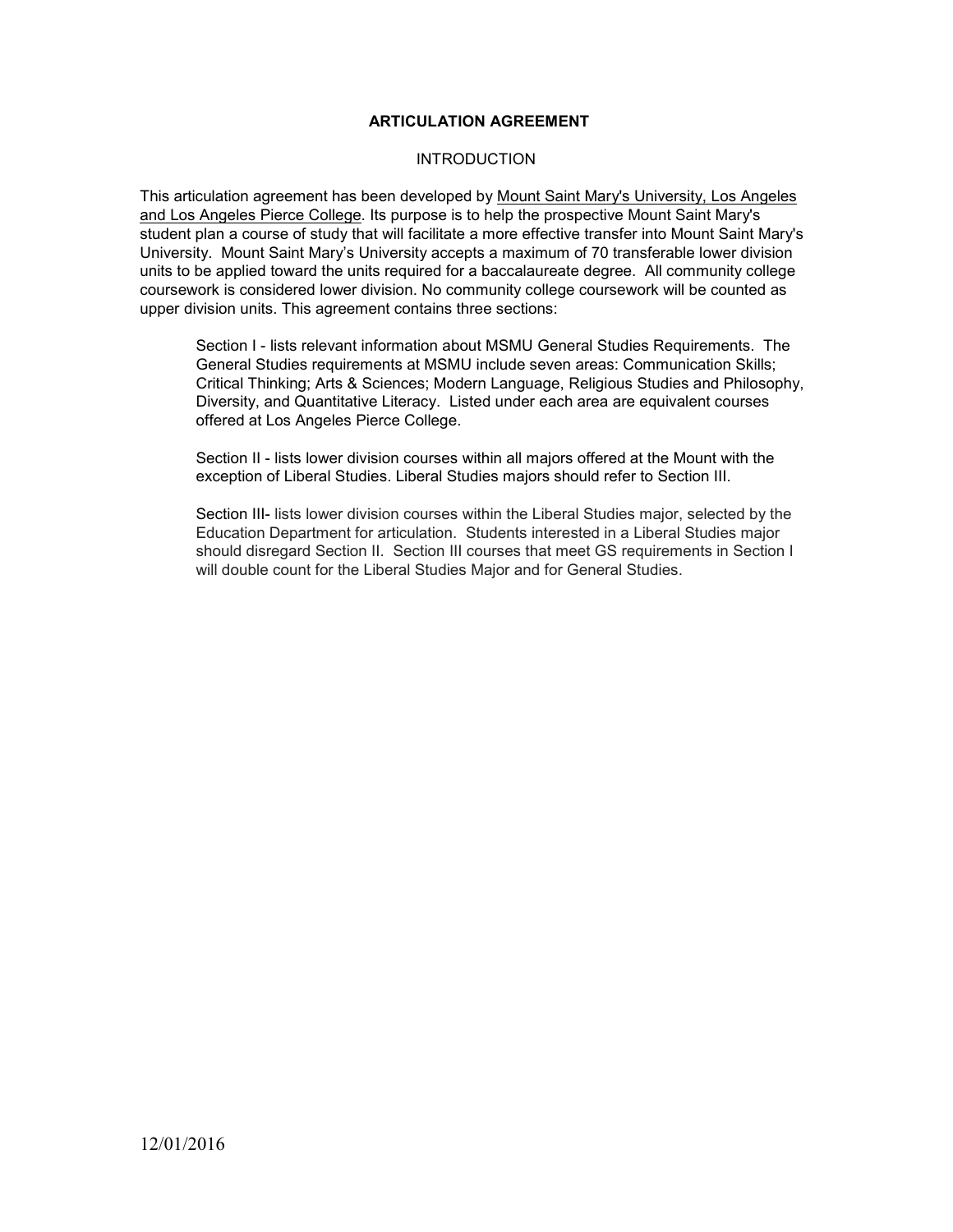# ARTICULATION AGREEMENT

## INTRODUCTION

This articulation agreement has been developed by Mount Saint Mary's University, Los Angeles and Los Angeles Pierce College. Its purpose is to help the prospective Mount Saint Mary's student plan a course of study that will facilitate a more effective transfer into Mount Saint Mary's University. Mount Saint Mary's University accepts a maximum of 70 transferable lower division units to be applied toward the units required for a baccalaureate degree. All community college coursework is considered lower division. No community college coursework will be counted as upper division units. This agreement contains three sections:

Section I - lists relevant information about MSMU General Studies Requirements. The General Studies requirements at MSMU include seven areas: Communication Skills; Critical Thinking; Arts & Sciences; Modern Language, Religious Studies and Philosophy, Diversity, and Quantitative Literacy. Listed under each area are equivalent courses offered at Los Angeles Pierce College.

Section II - lists lower division courses within all majors offered at the Mount with the exception of Liberal Studies. Liberal Studies majors should refer to Section III.

Section III- lists lower division courses within the Liberal Studies major, selected by the Education Department for articulation. Students interested in a Liberal Studies major should disregard Section II. Section III courses that meet GS requirements in Section I will double count for the Liberal Studies Major and for General Studies.

12/01/2016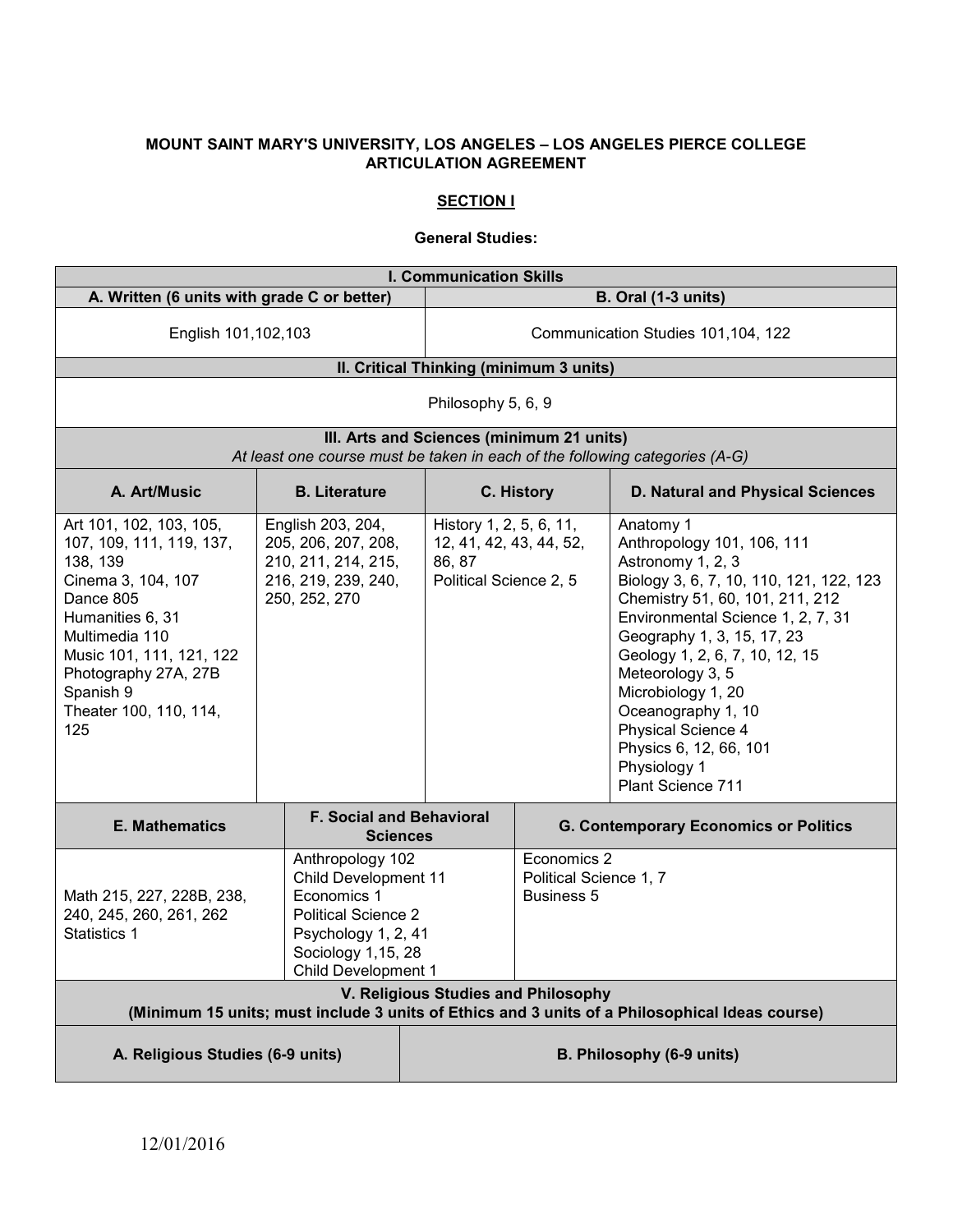**MOUNT SAINT MARY'S UNIVERSITY, LOS ANGELES – LOS ANGELES PIERCE COLLEGE ARTICULATION AGREEMENT**

**SECTION I**

**General Studies:**

| I. Communication Skills | |
|---|---|
| **A. Written (6 units with grade C or better)** | **B. Oral (1-3 units)** |
| English 101,102,103 | Communication Studies 101,104, 122 |

| II. Critical Thinking (minimum 3 units) |
|---|
| Philosophy 5, 6, 9 |

| III. Arts and Sciences (minimum 21 units) *At least one course must be taken in each of the following categories (A-G)* | | | |
|---|---|---|---|
| **A. Art/Music** | **B. Literature** | **C. History** | **D. Natural and Physical Sciences** |
| Art 101, 102, 103, 105, 107, 109, 111, 119, 137, 138, 139<br>Cinema 3, 104, 107<br>Dance 805<br>Humanities 6, 31<br>Multimedia 110<br>Music 101, 111, 121, 122<br>Photography 27A, 27B<br>Spanish 9<br>Theater 100, 110, 114, 125 | English 203, 204, 205, 206, 207, 208, 210, 211, 214, 215, 216, 219, 239, 240, 250, 252, 270 | History 1, 2, 5, 6, 11, 12, 41, 42, 43, 44, 52, 86, 87<br>Political Science 2, 5 | Anatomy 1<br>Anthropology 101, 106, 111<br>Astronomy 1, 2, 3<br>Biology 3, 6, 7, 10, 110, 121, 122, 123<br>Chemistry 51, 60, 101, 211, 212<br>Environmental Science 1, 2, 7, 31<br>Geography 1, 3, 15, 17, 23<br>Geology 1, 2, 6, 7, 10, 12, 15<br>Meteorology 3, 5<br>Microbiology 1, 20<br>Oceanography 1, 10<br>Physical Science 4<br>Physics 6, 12, 66, 101<br>Physiology 1<br>Plant Science 711 |

| E. Mathematics | F. Social and Behavioral Sciences | G. Contemporary Economics or Politics |
|---|---|---|
| Math 215, 227, 228B, 238, 240, 245, 260, 261, 262<br>Statistics 1 | Anthropology 102<br>Child Development 11<br>Economics 1<br>Political Science 2<br>Psychology 1, 2, 41<br>Sociology 1,15, 28<br>Child Development 1 | Economics 2<br>Political Science 1, 7<br>Business 5 |

| V. Religious Studies and Philosophy (Minimum 15 units; must include 3 units of Ethics and 3 units of a Philosophical Ideas course) | |
|---|---|
| **A. Religious Studies (6-9 units)** | **B. Philosophy (6-9 units)** |

12/01/2016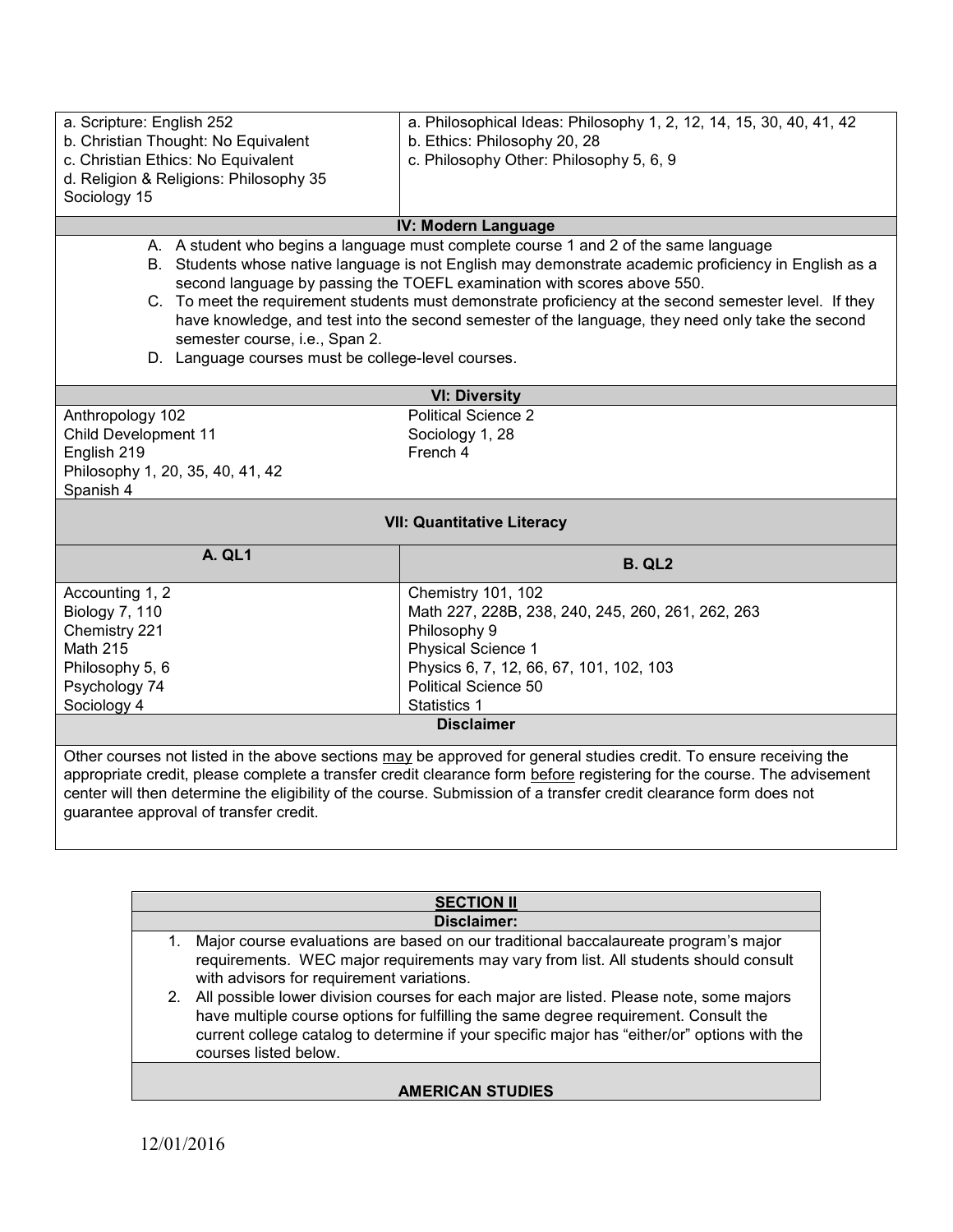| | |
|---|---|
| a. Scripture: English 252<br>b. Christian Thought: No Equivalent<br>c. Christian Ethics: No Equivalent<br>d. Religion & Religions: Philosophy 35<br>Sociology 15 | a. Philosophical Ideas: Philosophy 1, 2, 12, 14, 15, 30, 40, 41, 42<br>b. Ethics: Philosophy 20, 28<br>c. Philosophy Other: Philosophy 5, 6, 9 |

**IV: Modern Language**

A. A student who begins a language must complete course 1 and 2 of the same language
B. Students whose native language is not English may demonstrate academic proficiency in English as a second language by passing the TOEFL examination with scores above 550.
C. To meet the requirement students must demonstrate proficiency at the second semester level. If they have knowledge, and test into the second semester of the language, they need only take the second semester course, i.e., Span 2.
D. Language courses must be college-level courses.

**VI: Diversity**

| | |
|---|---|
| Anthropology 102<br>Child Development 11<br>English 219<br>Philosophy 1, 20, 35, 40, 41, 42<br>Spanish 4 | Political Science 2<br>Sociology 1, 28<br>French 4 |

**VII: Quantitative Literacy**

| A. QL1 | B. QL2 |
|---|---|
| Accounting 1, 2 | Chemistry 101, 102 |
| Biology 7, 110 | Math 227, 228B, 238, 240, 245, 260, 261, 262, 263 |
| Chemistry 221 | Philosophy 9 |
| Math 215 | Physical Science 1 |
| Philosophy 5, 6 | Physics 6, 7, 12, 66, 67, 101, 102, 103 |
| Psychology 74 | Political Science 50 |
| Sociology 4 | Statistics 1 |

**Disclaimer**

Other courses not listed in the above sections may be approved for general studies credit. To ensure receiving the appropriate credit, please complete a transfer credit clearance form before registering for the course. The advisement center will then determine the eligibility of the course. Submission of a transfer credit clearance form does not guarantee approval of transfer credit.

## SECTION II

**Disclaimer:**

1. Major course evaluations are based on our traditional baccalaureate program's major requirements. WEC major requirements may vary from list. All students should consult with advisors for requirement variations.
2. All possible lower division courses for each major are listed. Please note, some majors have multiple course options for fulfilling the same degree requirement. Consult the current college catalog to determine if your specific major has "either/or" options with the courses listed below.

**AMERICAN STUDIES**

12/01/2016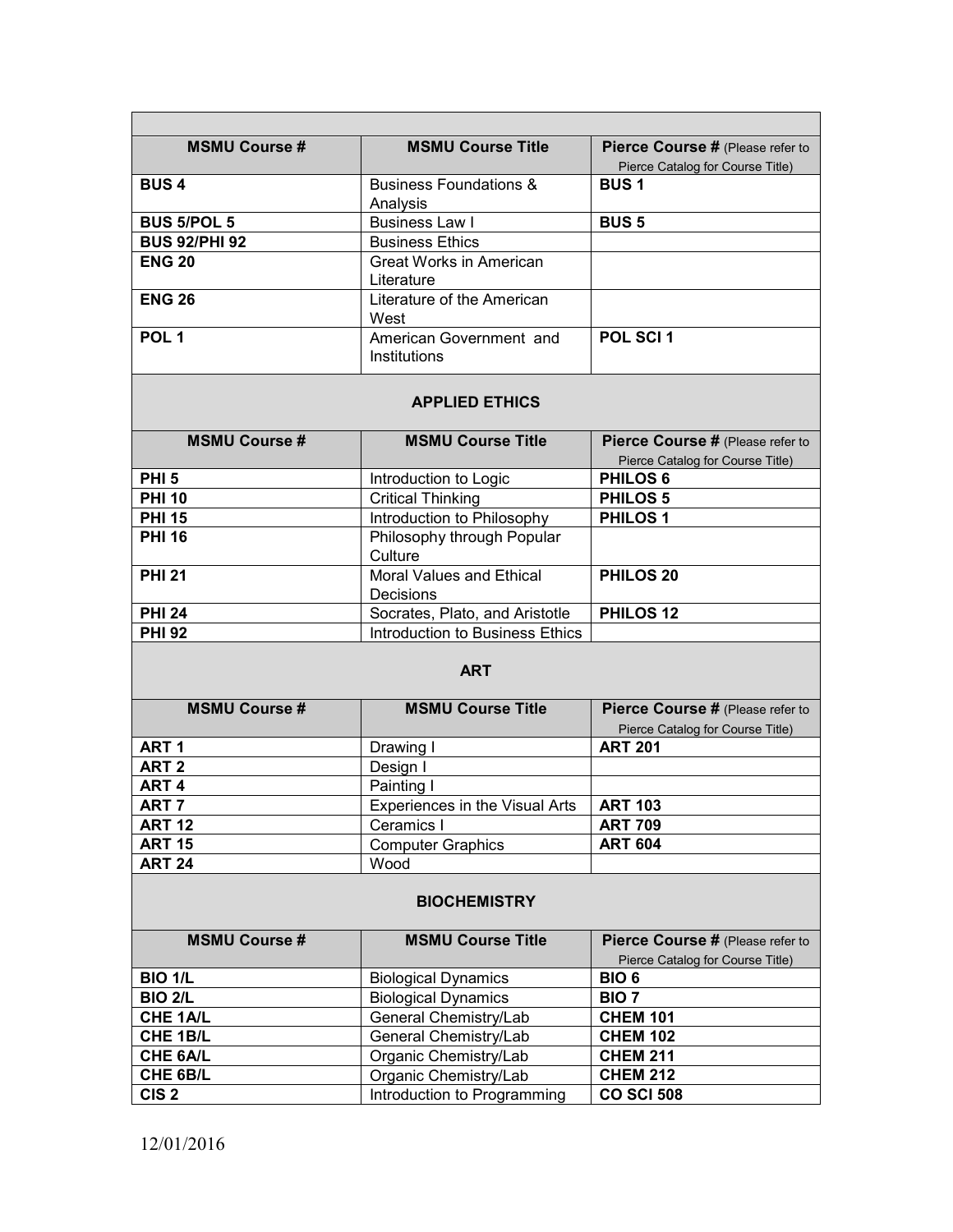| MSMU Course # | MSMU Course Title | Pierce Course # (Please refer to Pierce Catalog for Course Title) |
| --- | --- | --- |
| **BUS 4** | Business Foundations & Analysis | **BUS 1** |
| **BUS 5/POL 5** | Business Law I | **BUS 5** |
| **BUS 92/PHI 92** | Business Ethics | |
| **ENG 20** | Great Works in American Literature | |
| **ENG 26** | Literature of the American West | |
| **POL 1** | American Government and Institutions | **POL SCI 1** |

**APPLIED ETHICS**

| MSMU Course # | MSMU Course Title | Pierce Course # (Please refer to Pierce Catalog for Course Title) |
| --- | --- | --- |
| **PHI 5** | Introduction to Logic | **PHILOS 6** |
| **PHI 10** | Critical Thinking | **PHILOS 5** |
| **PHI 15** | Introduction to Philosophy | **PHILOS 1** |
| **PHI 16** | Philosophy through Popular Culture | |
| **PHI 21** | Moral Values and Ethical Decisions | **PHILOS 20** |
| **PHI 24** | Socrates, Plato, and Aristotle | **PHILOS 12** |
| **PHI 92** | Introduction to Business Ethics | |

**ART**

| MSMU Course # | MSMU Course Title | Pierce Course # (Please refer to Pierce Catalog for Course Title) |
| --- | --- | --- |
| **ART 1** | Drawing I | **ART 201** |
| **ART 2** | Design I | |
| **ART 4** | Painting I | |
| **ART 7** | Experiences in the Visual Arts | **ART 103** |
| **ART 12** | Ceramics I | **ART 709** |
| **ART 15** | Computer Graphics | **ART 604** |
| **ART 24** | Wood | |

**BIOCHEMISTRY**

| MSMU Course # | MSMU Course Title | Pierce Course # (Please refer to Pierce Catalog for Course Title) |
| --- | --- | --- |
| **BIO 1/L** | Biological Dynamics | **BIO 6** |
| **BIO 2/L** | Biological Dynamics | **BIO 7** |
| **CHE 1A/L** | General Chemistry/Lab | **CHEM 101** |
| **CHE 1B/L** | General Chemistry/Lab | **CHEM 102** |
| **CHE 6A/L** | Organic Chemistry/Lab | **CHEM 211** |
| **CHE 6B/L** | Organic Chemistry/Lab | **CHEM 212** |
| **CIS 2** | Introduction to Programming | **CO SCI 508** |

12/01/2016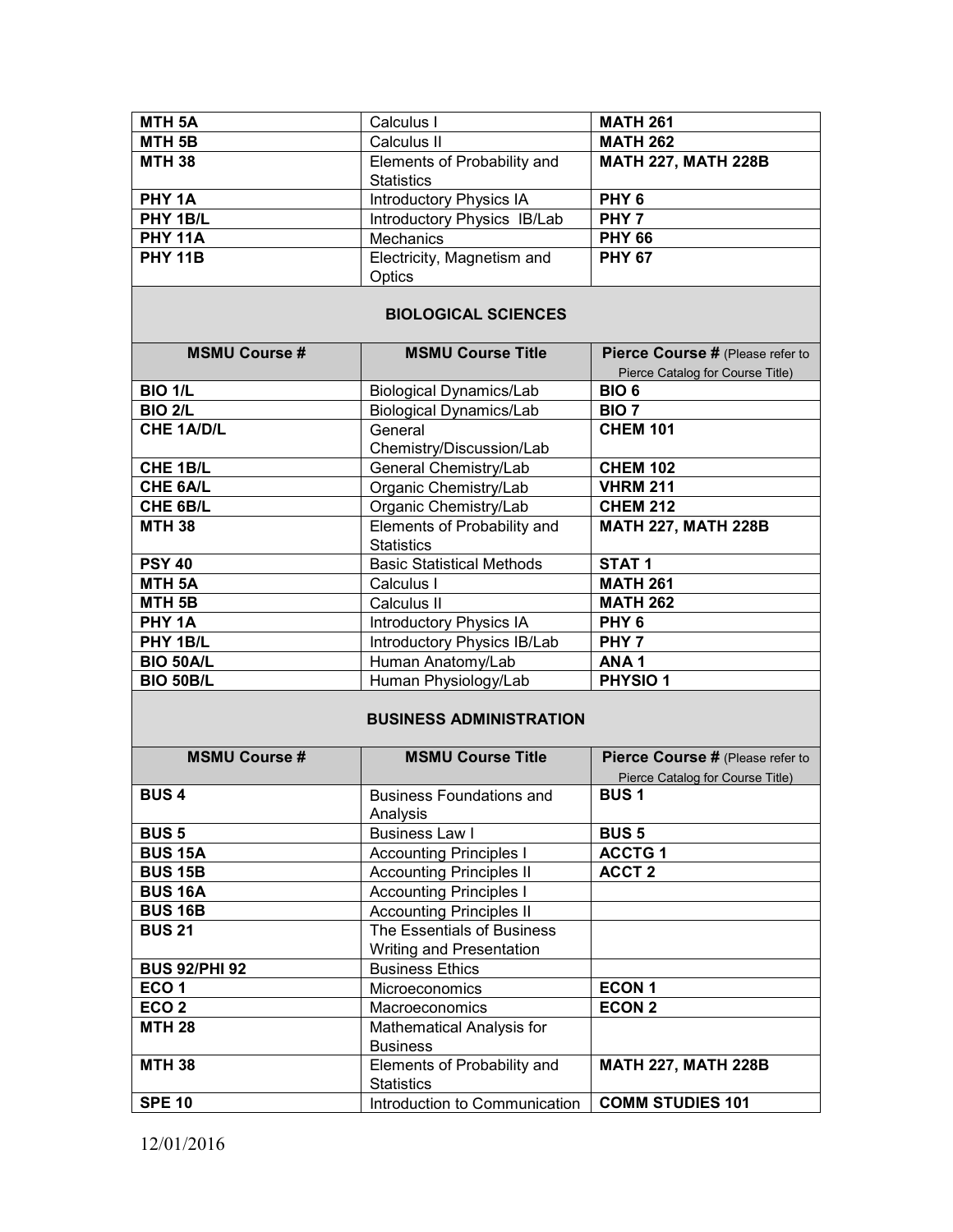| MSMU Course # | MSMU Course Title | Pierce Course # (Please refer to Pierce Catalog for Course Title) |
|---|---|---|
| **MTH 5A** | Calculus I | **MATH 261** |
| **MTH 5B** | Calculus II | **MATH 262** |
| **MTH 38** | Elements of Probability and Statistics | **MATH 227, MATH 228B** |
| **PHY 1A** | Introductory Physics IA | **PHY 6** |
| **PHY 1B/L** | Introductory Physics IB/Lab | **PHY 7** |
| **PHY 11A** | Mechanics | **PHY 66** |
| **PHY 11B** | Electricity, Magnetism and Optics | **PHY 67** |

## BIOLOGICAL SCIENCES

| MSMU Course # | MSMU Course Title | Pierce Course # (Please refer to Pierce Catalog for Course Title) |
|---|---|---|
| **BIO 1/L** | Biological Dynamics/Lab | **BIO 6** |
| **BIO 2/L** | Biological Dynamics/Lab | **BIO 7** |
| **CHE 1A/D/L** | General Chemistry/Discussion/Lab | **CHEM 101** |
| **CHE 1B/L** | General Chemistry/Lab | **CHEM 102** |
| **CHE 6A/L** | Organic Chemistry/Lab | **VHRM 211** |
| **CHE 6B/L** | Organic Chemistry/Lab | **CHEM 212** |
| **MTH 38** | Elements of Probability and Statistics | **MATH 227, MATH 228B** |
| **PSY 40** | Basic Statistical Methods | **STAT 1** |
| **MTH 5A** | Calculus I | **MATH 261** |
| **MTH 5B** | Calculus II | **MATH 262** |
| **PHY 1A** | Introductory Physics IA | **PHY 6** |
| **PHY 1B/L** | Introductory Physics IB/Lab | **PHY 7** |
| **BIO 50A/L** | Human Anatomy/Lab | **ANA 1** |
| **BIO 50B/L** | Human Physiology/Lab | **PHYSIO 1** |

## BUSINESS ADMINISTRATION

| MSMU Course # | MSMU Course Title | Pierce Course # (Please refer to Pierce Catalog for Course Title) |
|---|---|---|
| **BUS 4** | Business Foundations and Analysis | **BUS 1** |
| **BUS 5** | Business Law I | **BUS 5** |
| **BUS 15A** | Accounting Principles I | **ACCTG 1** |
| **BUS 15B** | Accounting Principles II | **ACCT 2** |
| **BUS 16A** | Accounting Principles I | |
| **BUS 16B** | Accounting Principles II | |
| **BUS 21** | The Essentials of Business Writing and Presentation | |
| **BUS 92/PHI 92** | Business Ethics | |
| **ECO 1** | Microeconomics | **ECON 1** |
| **ECO 2** | Macroeconomics | **ECON 2** |
| **MTH 28** | Mathematical Analysis for Business | |
| **MTH 38** | Elements of Probability and Statistics | **MATH 227, MATH 228B** |
| **SPE 10** | Introduction to Communication | **COMM STUDIES 101** |

12/01/2016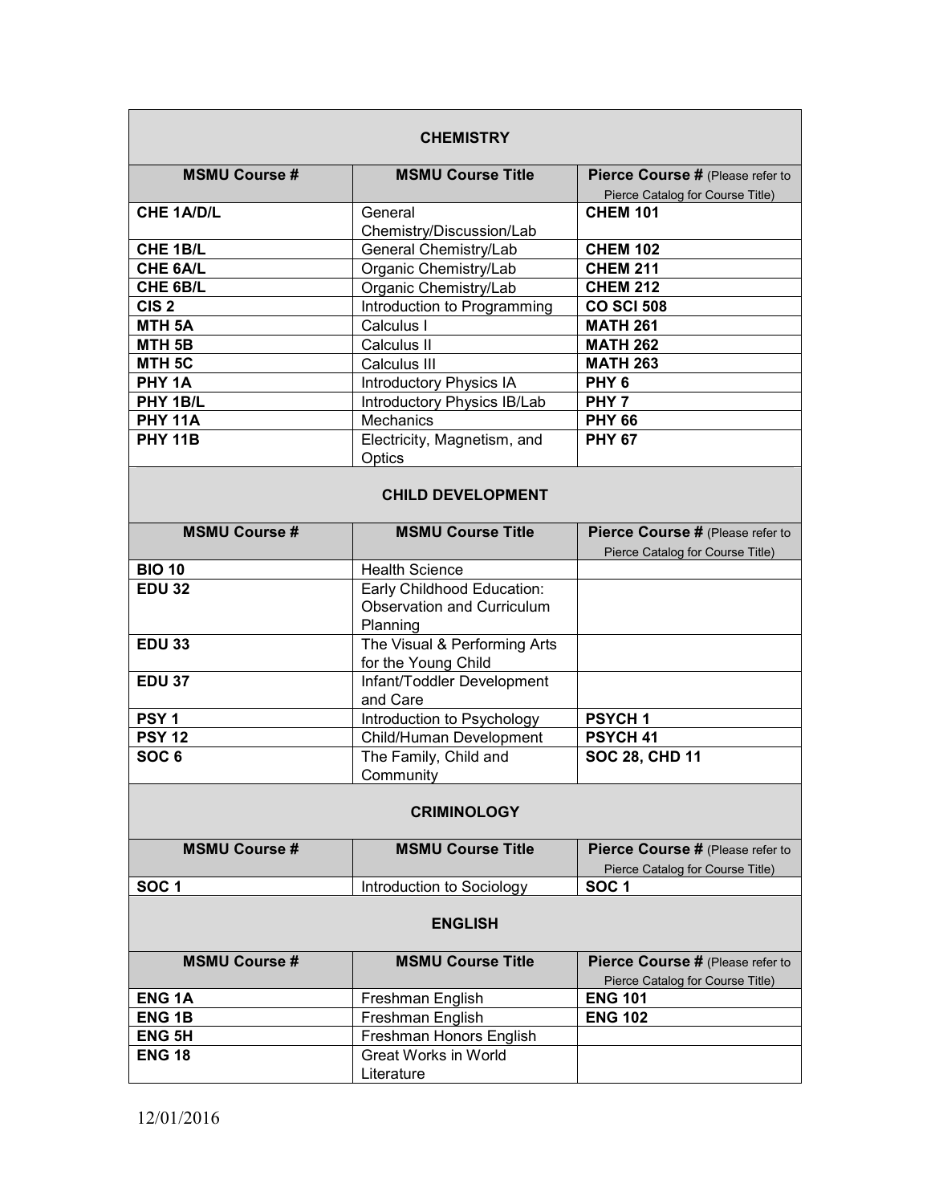## CHEMISTRY

| MSMU Course # | MSMU Course Title | Pierce Course # (Please refer to Pierce Catalog for Course Title) |
|---|---|---|
| **CHE 1A/D/L** | General Chemistry/Discussion/Lab | **CHEM 101** |
| **CHE 1B/L** | General Chemistry/Lab | **CHEM 102** |
| **CHE 6A/L** | Organic Chemistry/Lab | **CHEM 211** |
| **CHE 6B/L** | Organic Chemistry/Lab | **CHEM 212** |
| **CIS 2** | Introduction to Programming | **CO SCI 508** |
| **MTH 5A** | Calculus I | **MATH 261** |
| **MTH 5B** | Calculus II | **MATH 262** |
| **MTH 5C** | Calculus III | **MATH 263** |
| **PHY 1A** | Introductory Physics IA | **PHY 6** |
| **PHY 1B/L** | Introductory Physics IB/Lab | **PHY 7** |
| **PHY 11A** | Mechanics | **PHY 66** |
| **PHY 11B** | Electricity, Magnetism, and Optics | **PHY 67** |

## CHILD DEVELOPMENT

| MSMU Course # | MSMU Course Title | Pierce Course # (Please refer to Pierce Catalog for Course Title) |
|---|---|---|
| **BIO 10** | Health Science | |
| **EDU 32** | Early Childhood Education: Observation and Curriculum Planning | |
| **EDU 33** | The Visual & Performing Arts for the Young Child | |
| **EDU 37** | Infant/Toddler Development and Care | |
| **PSY 1** | Introduction to Psychology | **PSYCH 1** |
| **PSY 12** | Child/Human Development | **PSYCH 41** |
| **SOC 6** | The Family, Child and Community | **SOC 28, CHD 11** |

## CRIMINOLOGY

| MSMU Course # | MSMU Course Title | Pierce Course # (Please refer to Pierce Catalog for Course Title) |
|---|---|---|
| **SOC 1** | Introduction to Sociology | **SOC 1** |

## ENGLISH

| MSMU Course # | MSMU Course Title | Pierce Course # (Please refer to Pierce Catalog for Course Title) |
|---|---|---|
| **ENG 1A** | Freshman English | **ENG 101** |
| **ENG 1B** | Freshman English | **ENG 102** |
| **ENG 5H** | Freshman Honors English | |
| **ENG 18** | Great Works in World Literature | |

12/01/2016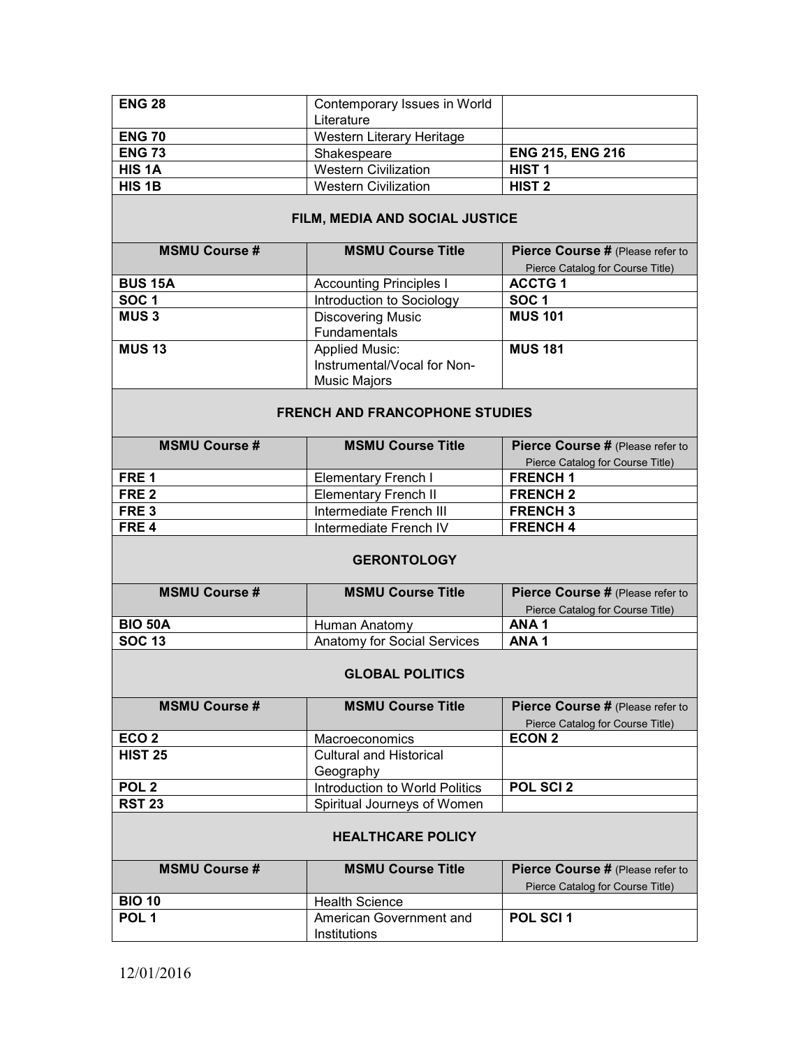| ENG 28 | Contemporary Issues in World Literature | |
|---|---|---|
| ENG 70 | Western Literary Heritage | |
| ENG 73 | Shakespeare | ENG 215, ENG 216 |
| HIS 1A | Western Civilization | HIST 1 |
| HIS 1B | Western Civilization | HIST 2 |

### FILM, MEDIA AND SOCIAL JUSTICE

| MSMU Course # | MSMU Course Title | Pierce Course # (Please refer to Pierce Catalog for Course Title) |
|---|---|---|
| BUS 15A | Accounting Principles I | ACCTG 1 |
| SOC 1 | Introduction to Sociology | SOC 1 |
| MUS 3 | Discovering Music Fundamentals | MUS 101 |
| MUS 13 | Applied Music: Instrumental/Vocal for Non-Music Majors | MUS 181 |

### FRENCH AND FRANCOPHONE STUDIES

| MSMU Course # | MSMU Course Title | Pierce Course # (Please refer to Pierce Catalog for Course Title) |
|---|---|---|
| FRE 1 | Elementary French I | FRENCH 1 |
| FRE 2 | Elementary French II | FRENCH 2 |
| FRE 3 | Intermediate French III | FRENCH 3 |
| FRE 4 | Intermediate French IV | FRENCH 4 |

### GERONTOLOGY

| MSMU Course # | MSMU Course Title | Pierce Course # (Please refer to Pierce Catalog for Course Title) |
|---|---|---|
| BIO 50A | Human Anatomy | ANA 1 |
| SOC 13 | Anatomy for Social Services | ANA 1 |

### GLOBAL POLITICS

| MSMU Course # | MSMU Course Title | Pierce Course # (Please refer to Pierce Catalog for Course Title) |
|---|---|---|
| ECO 2 | Macroeconomics | ECON 2 |
| HIST 25 | Cultural and Historical Geography | |
| POL 2 | Introduction to World Politics | POL SCI 2 |
| RST 23 | Spiritual Journeys of Women | |

### HEALTHCARE POLICY

| MSMU Course # | MSMU Course Title | Pierce Course # (Please refer to Pierce Catalog for Course Title) |
|---|---|---|
| BIO 10 | Health Science | |
| POL 1 | American Government and Institutions | POL SCI 1 |

12/01/2016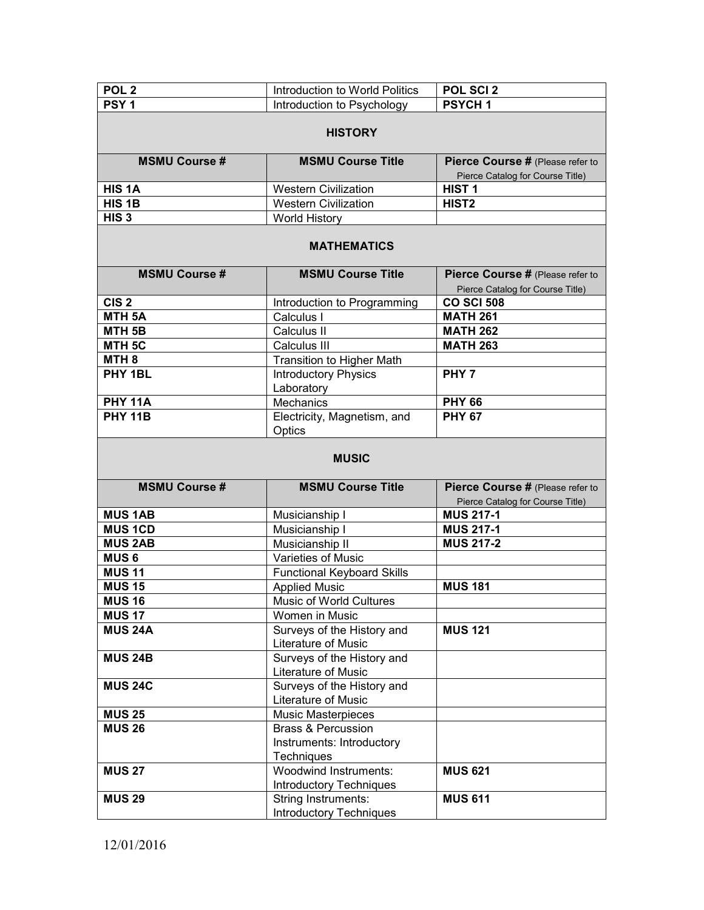| | | |
|---|---|---|
| **POL 2** | Introduction to World Politics | **POL SCI 2** |
| **PSY 1** | Introduction to Psychology | **PSYCH 1** |

### HISTORY

| **MSMU Course #** | **MSMU Course Title** | **Pierce Course #** (Please refer to Pierce Catalog for Course Title) |
|---|---|---|
| **HIS 1A** | Western Civilization | **HIST 1** |
| **HIS 1B** | Western Civilization | **HIST2** |
| **HIS 3** | World History | |

### MATHEMATICS

| **MSMU Course #** | **MSMU Course Title** | **Pierce Course #** (Please refer to Pierce Catalog for Course Title) |
|---|---|---|
| **CIS 2** | Introduction to Programming | **CO SCI 508** |
| **MTH 5A** | Calculus I | **MATH 261** |
| **MTH 5B** | Calculus II | **MATH 262** |
| **MTH 5C** | Calculus III | **MATH 263** |
| **MTH 8** | Transition to Higher Math | |
| **PHY 1BL** | Introductory Physics Laboratory | **PHY 7** |
| **PHY 11A** | Mechanics | **PHY 66** |
| **PHY 11B** | Electricity, Magnetism, and Optics | **PHY 67** |

### MUSIC

| **MSMU Course #** | **MSMU Course Title** | **Pierce Course #** (Please refer to Pierce Catalog for Course Title) |
|---|---|---|
| **MUS 1AB** | Musicianship I | **MUS 217-1** |
| **MUS 1CD** | Musicianship I | **MUS 217-1** |
| **MUS 2AB** | Musicianship II | **MUS 217-2** |
| **MUS 6** | Varieties of Music | |
| **MUS 11** | Functional Keyboard Skills | |
| **MUS 15** | Applied Music | **MUS 181** |
| **MUS 16** | Music of World Cultures | |
| **MUS 17** | Women in Music | |
| **MUS 24A** | Surveys of the History and Literature of Music | **MUS 121** |
| **MUS 24B** | Surveys of the History and Literature of Music | |
| **MUS 24C** | Surveys of the History and Literature of Music | |
| **MUS 25** | Music Masterpieces | |
| **MUS 26** | Brass & Percussion Instruments: Introductory Techniques | |
| **MUS 27** | Woodwind Instruments: Introductory Techniques | **MUS 621** |
| **MUS 29** | String Instruments: Introductory Techniques | **MUS 611** |

12/01/2016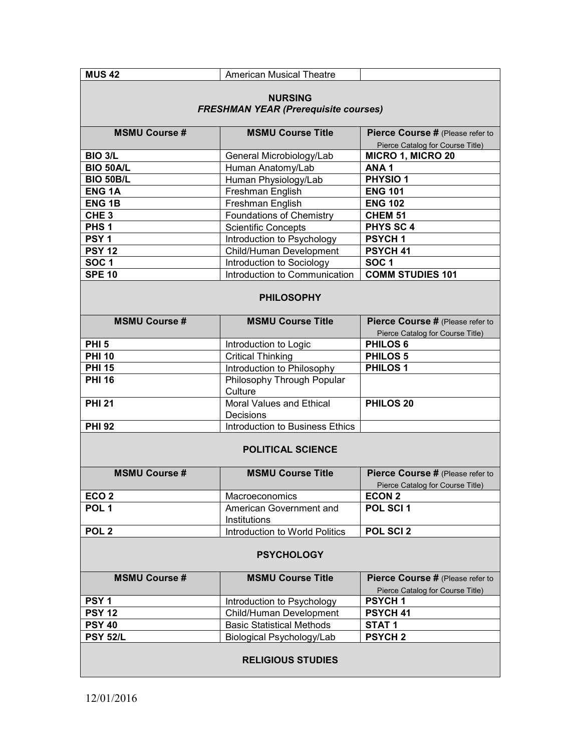| MUS 42 | American Musical Theatre | |
|---|---|---|

## NURSING

### *FRESHMAN YEAR (Prerequisite courses)*

| MSMU Course # | MSMU Course Title | Pierce Course # (Please refer to Pierce Catalog for Course Title) |
|---|---|---|
| **BIO 3/L** | General Microbiology/Lab | **MICRO 1, MICRO 20** |
| **BIO 50A/L** | Human Anatomy/Lab | **ANA 1** |
| **BIO 50B/L** | Human Physiology/Lab | **PHYSIO 1** |
| **ENG 1A** | Freshman English | **ENG 101** |
| **ENG 1B** | Freshman English | **ENG 102** |
| **CHE 3** | Foundations of Chemistry | **CHEM 51** |
| **PHS 1** | Scientific Concepts | **PHYS SC 4** |
| **PSY 1** | Introduction to Psychology | **PSYCH 1** |
| **PSY 12** | Child/Human Development | **PSYCH 41** |
| **SOC 1** | Introduction to Sociology | **SOC 1** |
| **SPE 10** | Introduction to Communication | **COMM STUDIES 101** |

## PHILOSOPHY

| MSMU Course # | MSMU Course Title | Pierce Course # (Please refer to Pierce Catalog for Course Title) |
|---|---|---|
| **PHI 5** | Introduction to Logic | **PHILOS 6** |
| **PHI 10** | Critical Thinking | **PHILOS 5** |
| **PHI 15** | Introduction to Philosophy | **PHILOS 1** |
| **PHI 16** | Philosophy Through Popular Culture | |
| **PHI 21** | Moral Values and Ethical Decisions | **PHILOS 20** |
| **PHI 92** | Introduction to Business Ethics | |

## POLITICAL SCIENCE

| MSMU Course # | MSMU Course Title | Pierce Course # (Please refer to Pierce Catalog for Course Title) |
|---|---|---|
| **ECO 2** | Macroeconomics | **ECON 2** |
| **POL 1** | American Government and Institutions | **POL SCI 1** |
| **POL 2** | Introduction to World Politics | **POL SCI 2** |

## PSYCHOLOGY

| MSMU Course # | MSMU Course Title | Pierce Course # (Please refer to Pierce Catalog for Course Title) |
|---|---|---|
| **PSY 1** | Introduction to Psychology | **PSYCH 1** |
| **PSY 12** | Child/Human Development | **PSYCH 41** |
| **PSY 40** | Basic Statistical Methods | **STAT 1** |
| **PSY 52/L** | Biological Psychology/Lab | **PSYCH 2** |

## RELIGIOUS STUDIES

12/01/2016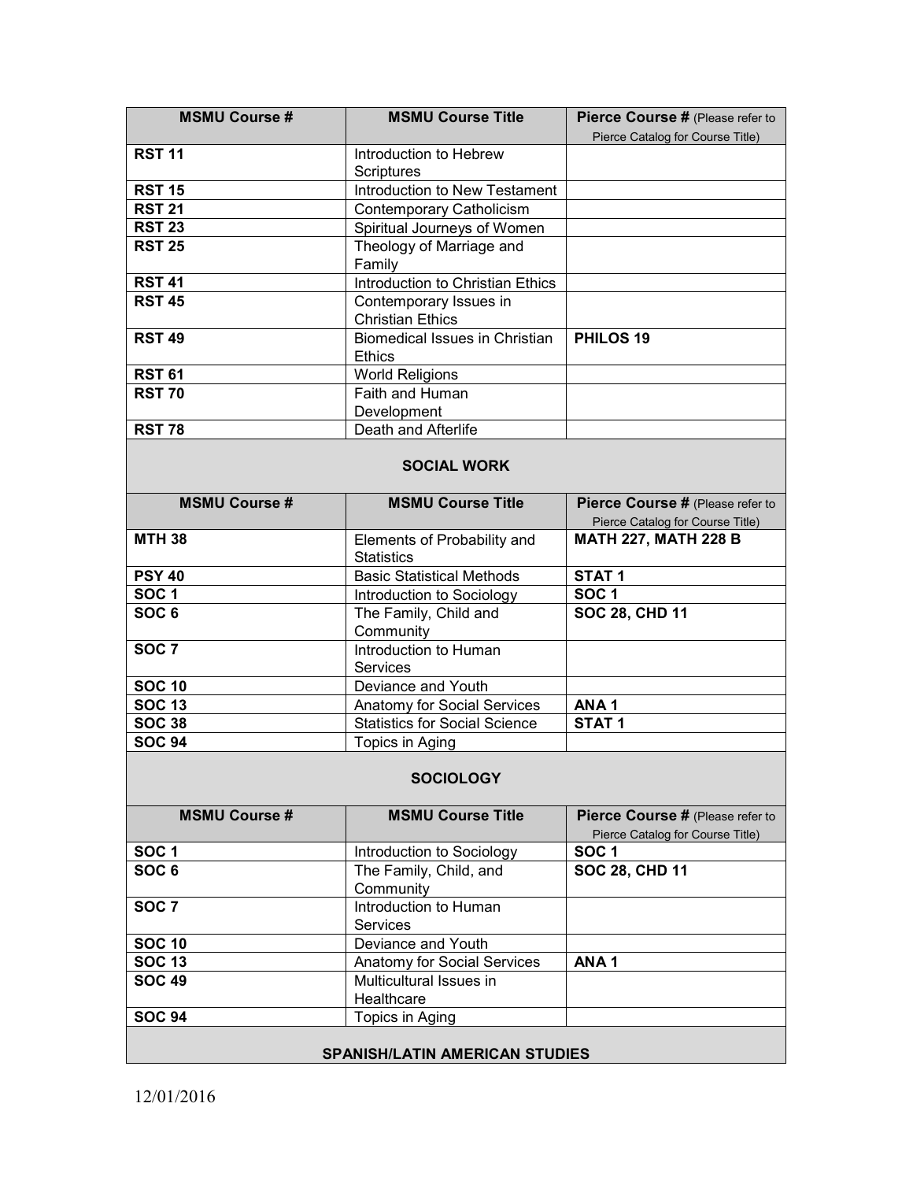| MSMU Course # | MSMU Course Title | Pierce Course # (Please refer to Pierce Catalog for Course Title) |
|---|---|---|
| **RST 11** | Introduction to Hebrew Scriptures | |
| **RST 15** | Introduction to New Testament | |
| **RST 21** | Contemporary Catholicism | |
| **RST 23** | Spiritual Journeys of Women | |
| **RST 25** | Theology of Marriage and Family | |
| **RST 41** | Introduction to Christian Ethics | |
| **RST 45** | Contemporary Issues in Christian Ethics | |
| **RST 49** | Biomedical Issues in Christian Ethics | **PHILOS 19** |
| **RST 61** | World Religions | |
| **RST 70** | Faith and Human Development | |
| **RST 78** | Death and Afterlife | |

## SOCIAL WORK

| MSMU Course # | MSMU Course Title | Pierce Course # (Please refer to Pierce Catalog for Course Title) |
|---|---|---|
| **MTH 38** | Elements of Probability and Statistics | **MATH 227, MATH 228 B** |
| **PSY 40** | Basic Statistical Methods | **STAT 1** |
| **SOC 1** | Introduction to Sociology | **SOC 1** |
| **SOC 6** | The Family, Child and Community | **SOC 28, CHD 11** |
| **SOC 7** | Introduction to Human Services | |
| **SOC 10** | Deviance and Youth | |
| **SOC 13** | Anatomy for Social Services | **ANA 1** |
| **SOC 38** | Statistics for Social Science | **STAT 1** |
| **SOC 94** | Topics in Aging | |

## SOCIOLOGY

| MSMU Course # | MSMU Course Title | Pierce Course # (Please refer to Pierce Catalog for Course Title) |
|---|---|---|
| **SOC 1** | Introduction to Sociology | **SOC 1** |
| **SOC 6** | The Family, Child, and Community | **SOC 28, CHD 11** |
| **SOC 7** | Introduction to Human Services | |
| **SOC 10** | Deviance and Youth | |
| **SOC 13** | Anatomy for Social Services | **ANA 1** |
| **SOC 49** | Multicultural Issues in Healthcare | |
| **SOC 94** | Topics in Aging | |

## SPANISH/LATIN AMERICAN STUDIES

12/01/2016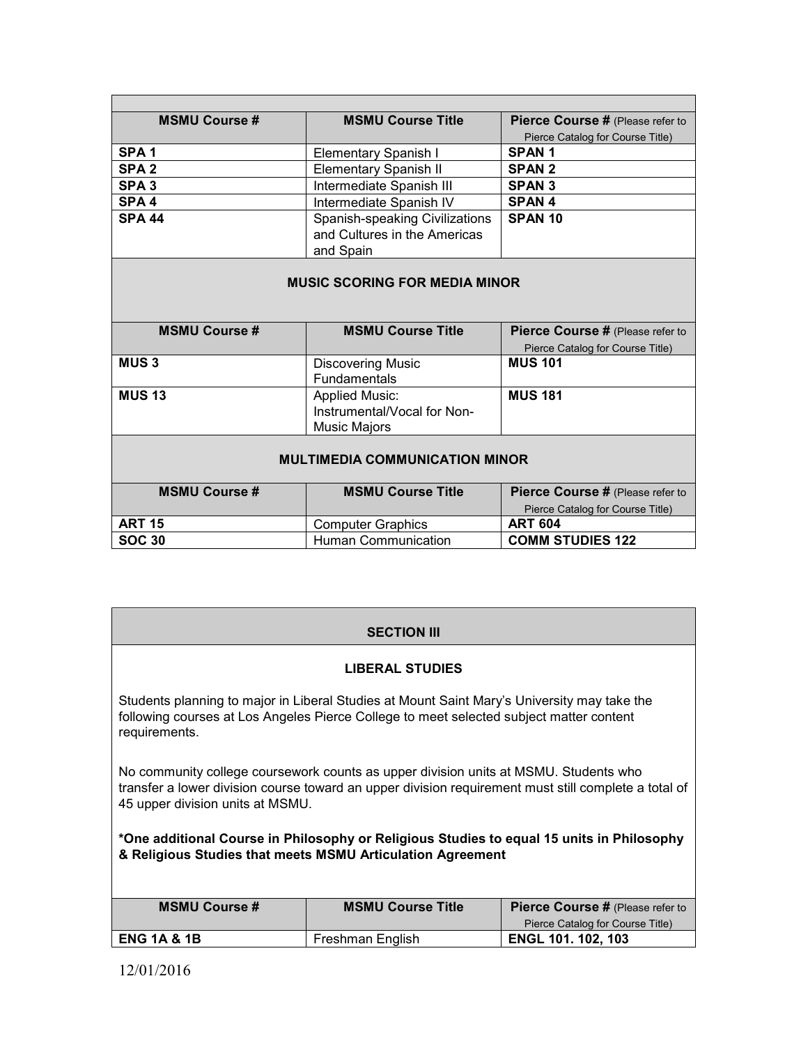| MSMU Course # | MSMU Course Title | Pierce Course # (Please refer to Pierce Catalog for Course Title) |
|---|---|---|
| **SPA 1** | Elementary Spanish I | **SPAN 1** |
| **SPA 2** | Elementary Spanish II | **SPAN 2** |
| **SPA 3** | Intermediate Spanish III | **SPAN 3** |
| **SPA 4** | Intermediate Spanish IV | **SPAN 4** |
| **SPA 44** | Spanish-speaking Civilizations and Cultures in the Americas and Spain | **SPAN 10** |

**MUSIC SCORING FOR MEDIA MINOR**

| MSMU Course # | MSMU Course Title | Pierce Course # (Please refer to Pierce Catalog for Course Title) |
|---|---|---|
| **MUS 3** | Discovering Music Fundamentals | **MUS 101** |
| **MUS 13** | Applied Music: Instrumental/Vocal for Non-Music Majors | **MUS 181** |

**MULTIMEDIA COMMUNICATION MINOR**

| MSMU Course # | MSMU Course Title | Pierce Course # (Please refer to Pierce Catalog for Course Title) |
|---|---|---|
| **ART 15** | Computer Graphics | **ART 604** |
| **SOC 30** | Human Communication | **COMM STUDIES 122** |

## SECTION III

### LIBERAL STUDIES

Students planning to major in Liberal Studies at Mount Saint Mary's University may take the following courses at Los Angeles Pierce College to meet selected subject matter content requirements.

No community college coursework counts as upper division units at MSMU. Students who transfer a lower division course toward an upper division requirement must still complete a total of 45 upper division units at MSMU.

**\*One additional Course in Philosophy or Religious Studies to equal 15 units in Philosophy & Religious Studies that meets MSMU Articulation Agreement**

| MSMU Course # | MSMU Course Title | Pierce Course # (Please refer to Pierce Catalog for Course Title) |
|---|---|---|
| **ENG 1A & 1B** | Freshman English | **ENGL 101. 102, 103** |

12/01/2016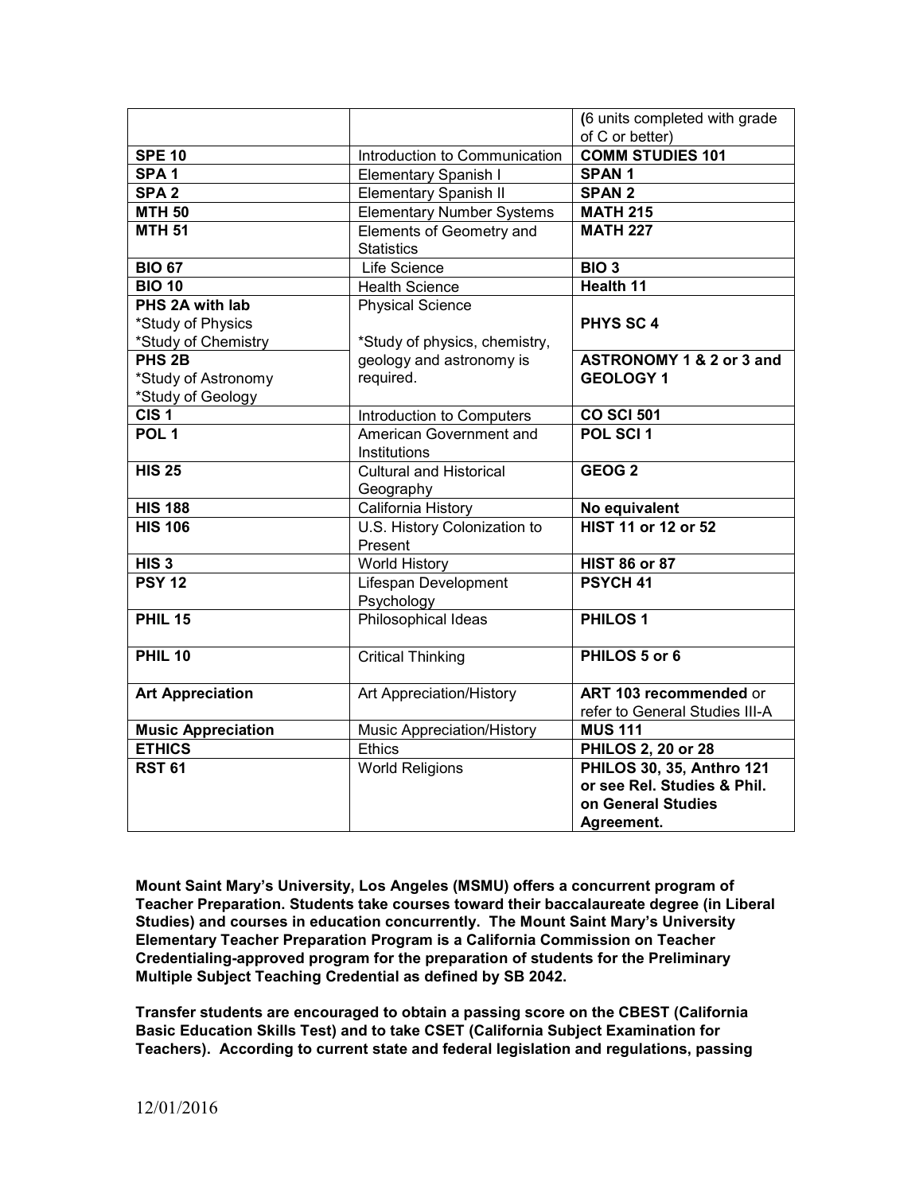| | | **(**6 units completed with grade of C or better) |
|---|---|---|
| **SPE 10** | Introduction to Communication | **COMM STUDIES 101** |
| **SPA 1** | Elementary Spanish I | **SPAN 1** |
| **SPA 2** | Elementary Spanish II | **SPAN 2** |
| **MTH 50** | Elementary Number Systems | **MATH 215** |
| **MTH 51** | Elements of Geometry and Statistics | **MATH 227** |
| **BIO 67** | Life Science | **BIO 3** |
| **BIO 10** | Health Science | **Health 11** |
| **PHS 2A with lab**<br>*Study of Physics<br>*Study of Chemistry | Physical Science<br><br>*Study of physics, chemistry, geology and astronomy is required. | **PHYS SC 4** |
| **PHS 2B**<br>*Study of Astronomy<br>*Study of Geology | | **ASTRONOMY 1 & 2 or 3 and GEOLOGY 1** |
| **CIS 1** | Introduction to Computers | **CO SCI 501** |
| **POL 1** | American Government and Institutions | **POL SCI 1** |
| **HIS 25** | Cultural and Historical Geography | **GEOG 2** |
| **HIS 188** | California History | **No equivalent** |
| **HIS 106** | U.S. History Colonization to Present | **HIST 11 or 12 or 52** |
| **HIS 3** | World History | **HIST 86 or 87** |
| **PSY 12** | Lifespan Development Psychology | **PSYCH 41** |
| **PHIL 15** | Philosophical Ideas | **PHILOS 1** |
| **PHIL 10** | Critical Thinking | **PHILOS 5 or 6** |
| **Art Appreciation** | Art Appreciation/History | **ART 103 recommended** or refer to General Studies III-A |
| **Music Appreciation** | Music Appreciation/History | **MUS 111** |
| **ETHICS** | Ethics | **PHILOS 2, 20 or 28** |
| **RST 61** | World Religions | **PHILOS 30, 35, Anthro 121 or see Rel. Studies & Phil. on General Studies Agreement.** |

**Mount Saint Mary's University, Los Angeles (MSMU) offers a concurrent program of Teacher Preparation. Students take courses toward their baccalaureate degree (in Liberal Studies) and courses in education concurrently. The Mount Saint Mary's University Elementary Teacher Preparation Program is a California Commission on Teacher Credentialing-approved program for the preparation of students for the Preliminary Multiple Subject Teaching Credential as defined by SB 2042.**

**Transfer students are encouraged to obtain a passing score on the CBEST (California Basic Education Skills Test) and to take CSET (California Subject Examination for Teachers). According to current state and federal legislation and regulations, passing**

12/01/2016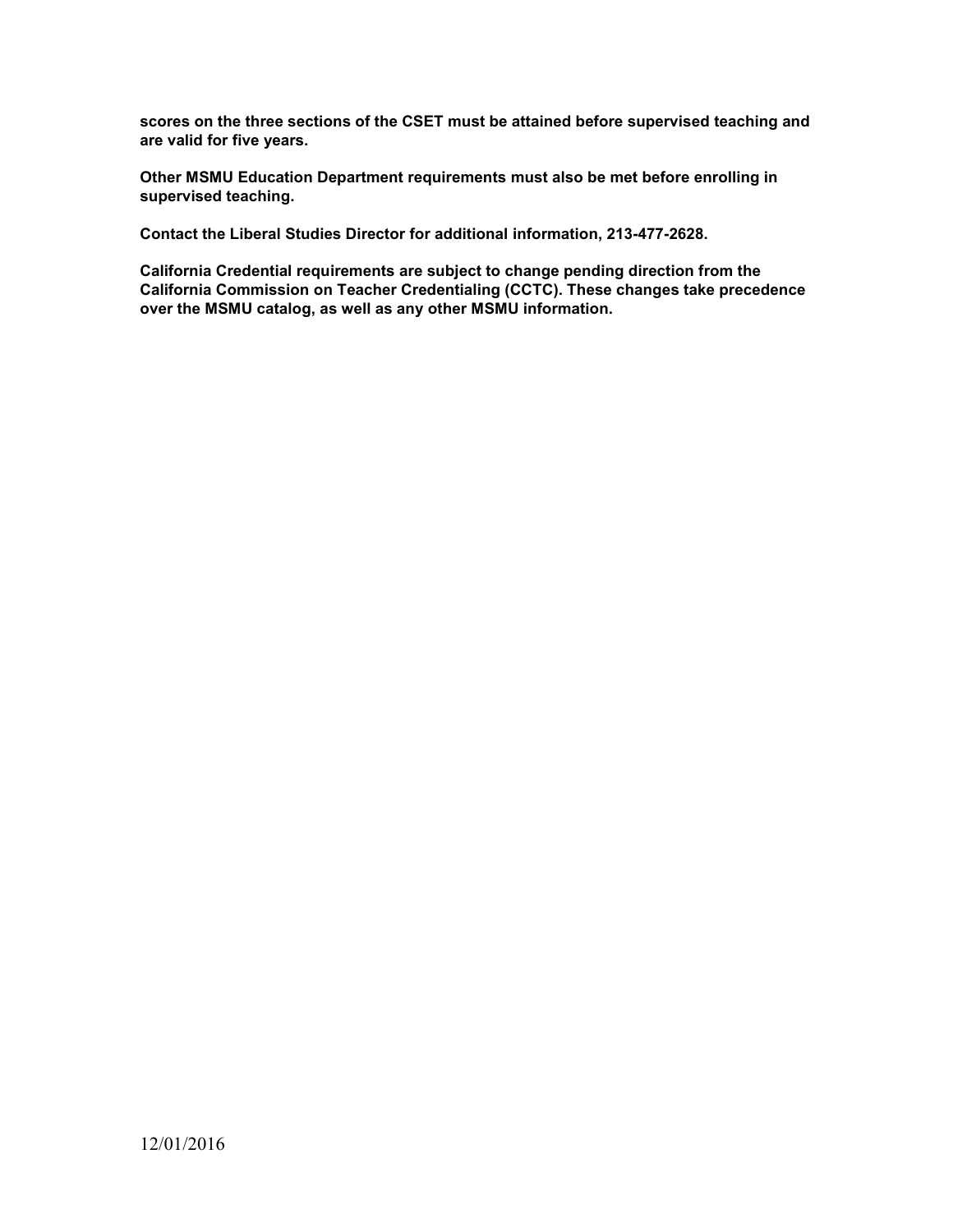**scores on the three sections of the CSET must be attained before supervised teaching and are valid for five years.**

**Other MSMU Education Department requirements must also be met before enrolling in supervised teaching.**

**Contact the Liberal Studies Director for additional information, 213-477-2628.**

**California Credential requirements are subject to change pending direction from the California Commission on Teacher Credentialing (CCTC). These changes take precedence over the MSMU catalog, as well as any other MSMU information.**

12/01/2016